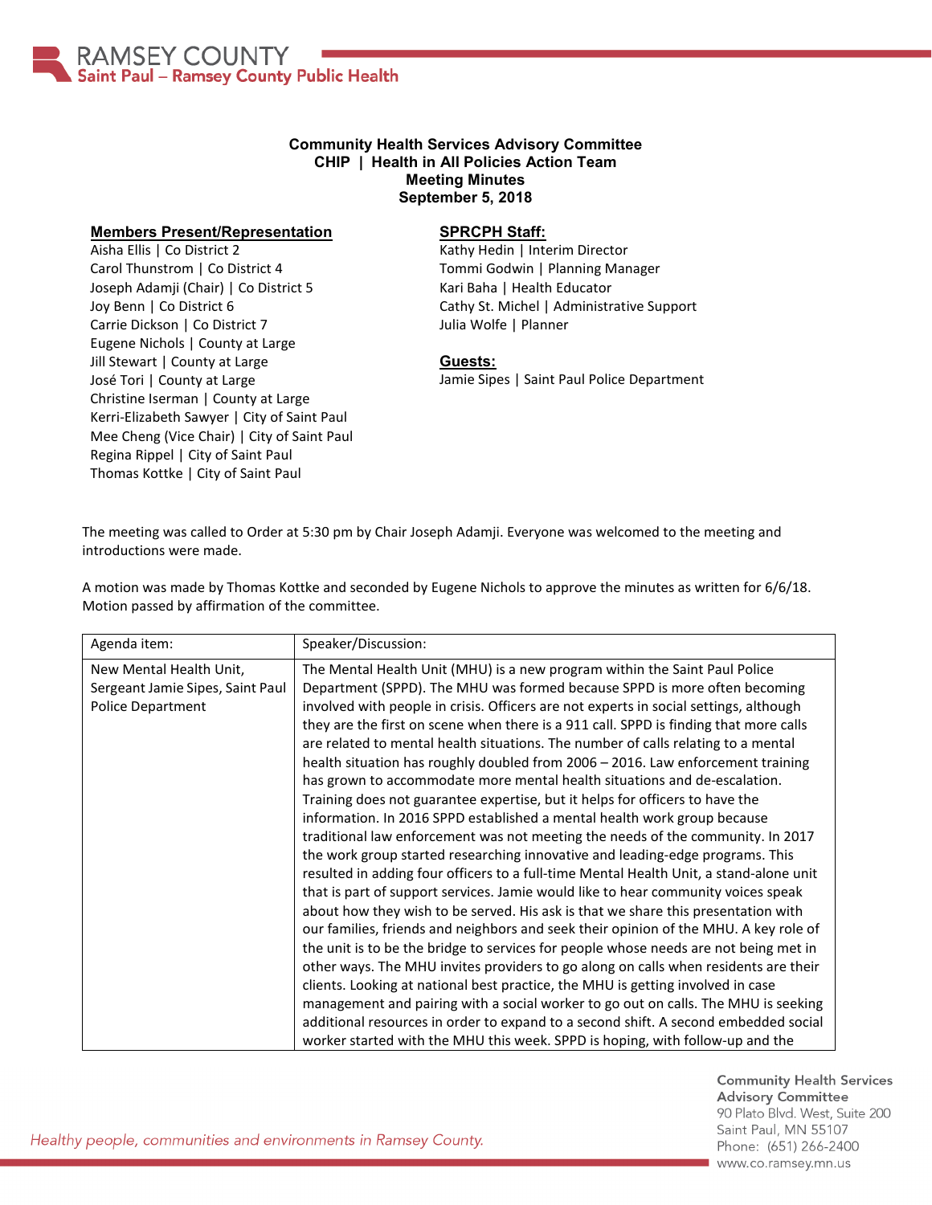# Community Health Services Advisory Committee
## CHIP | Health in All Policies Action Team
## Meeting Minutes
## September 5, 2018

**Members Present/Representation**

Aisha Ellis | Co District 2
Carol Thunstrom | Co District 4
Joseph Adamji (Chair) | Co District 5
Joy Benn | Co District 6
Carrie Dickson | Co District 7
Eugene Nichols | County at Large
Jill Stewart | County at Large
José Tori | County at Large
Christine Iserman | County at Large
Kerri-Elizabeth Sawyer | City of Saint Paul
Mee Cheng (Vice Chair) | City of Saint Paul
Regina Rippel | City of Saint Paul
Thomas Kottke | City of Saint Paul

**SPRCPH Staff:**

Kathy Hedin | Interim Director
Tommi Godwin | Planning Manager
Kari Baha | Health Educator
Cathy St. Michel | Administrative Support
Julia Wolfe | Planner

**Guests:**

Jamie Sipes | Saint Paul Police Department

The meeting was called to Order at 5:30 pm by Chair Joseph Adamji. Everyone was welcomed to the meeting and introductions were made.

A motion was made by Thomas Kottke and seconded by Eugene Nichols to approve the minutes as written for 6/6/18. Motion passed by affirmation of the committee.

| Agenda item: | Speaker/Discussion: |
|---|---|
| New Mental Health Unit, Sergeant Jamie Sipes, Saint Paul Police Department | The Mental Health Unit (MHU) is a new program within the Saint Paul Police Department (SPPD). The MHU was formed because SPPD is more often becoming involved with people in crisis. Officers are not experts in social settings, although they are the first on scene when there is a 911 call. SPPD is finding that more calls are related to mental health situations. The number of calls relating to a mental health situation has roughly doubled from 2006 – 2016. Law enforcement training has grown to accommodate more mental health situations and de-escalation. Training does not guarantee expertise, but it helps for officers to have the information. In 2016 SPPD established a mental health work group because traditional law enforcement was not meeting the needs of the community. In 2017 the work group started researching innovative and leading-edge programs. This resulted in adding four officers to a full-time Mental Health Unit, a stand-alone unit that is part of support services. Jamie would like to hear community voices speak about how they wish to be served. His ask is that we share this presentation with our families, friends and neighbors and seek their opinion of the MHU. A key role of the unit is to be the bridge to services for people whose needs are not being met in other ways. The MHU invites providers to go along on calls when residents are their clients. Looking at national best practice, the MHU is getting involved in case management and pairing with a social worker to go out on calls. The MHU is seeking additional resources in order to expand to a second shift. A second embedded social worker started with the MHU this week. SPPD is hoping, with follow-up and the |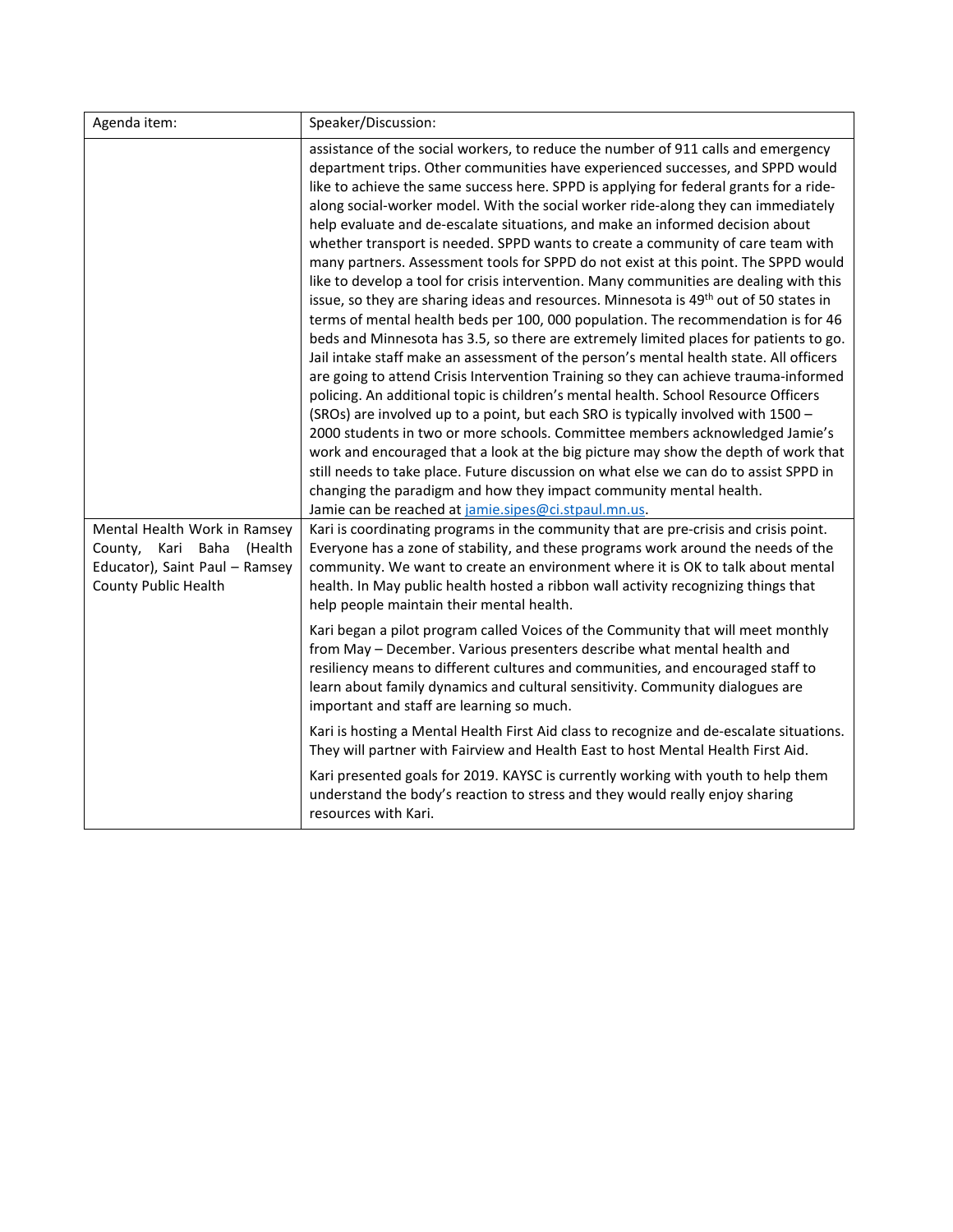| Agenda item: | Speaker/Discussion: |
| --- | --- |
| | assistance of the social workers, to reduce the number of 911 calls and emergency department trips. Other communities have experienced successes, and SPPD would like to achieve the same success here. SPPD is applying for federal grants for a ride-along social-worker model. With the social worker ride-along they can immediately help evaluate and de-escalate situations, and make an informed decision about whether transport is needed. SPPD wants to create a community of care team with many partners. Assessment tools for SPPD do not exist at this point. The SPPD would like to develop a tool for crisis intervention. Many communities are dealing with this issue, so they are sharing ideas and resources. Minnesota is 49th out of 50 states in terms of mental health beds per 100, 000 population. The recommendation is for 46 beds and Minnesota has 3.5, so there are extremely limited places for patients to go. Jail intake staff make an assessment of the person's mental health state. All officers are going to attend Crisis Intervention Training so they can achieve trauma-informed policing. An additional topic is children's mental health. School Resource Officers (SROs) are involved up to a point, but each SRO is typically involved with 1500 – 2000 students in two or more schools. Committee members acknowledged Jamie's work and encouraged that a look at the big picture may show the depth of work that still needs to take place. Future discussion on what else we can do to assist SPPD in changing the paradigm and how they impact community mental health. Jamie can be reached at jamie.sipes@ci.stpaul.mn.us. |
| Mental Health Work in Ramsey County, Kari Baha (Health Educator), Saint Paul – Ramsey County Public Health | Kari is coordinating programs in the community that are pre-crisis and crisis point. Everyone has a zone of stability, and these programs work around the needs of the community. We want to create an environment where it is OK to talk about mental health. In May public health hosted a ribbon wall activity recognizing things that help people maintain their mental health.<br><br>Kari began a pilot program called Voices of the Community that will meet monthly from May – December. Various presenters describe what mental health and resiliency means to different cultures and communities, and encouraged staff to learn about family dynamics and cultural sensitivity. Community dialogues are important and staff are learning so much.<br><br>Kari is hosting a Mental Health First Aid class to recognize and de-escalate situations. They will partner with Fairview and Health East to host Mental Health First Aid.<br><br>Kari presented goals for 2019. KAYSC is currently working with youth to help them understand the body's reaction to stress and they would really enjoy sharing resources with Kari. |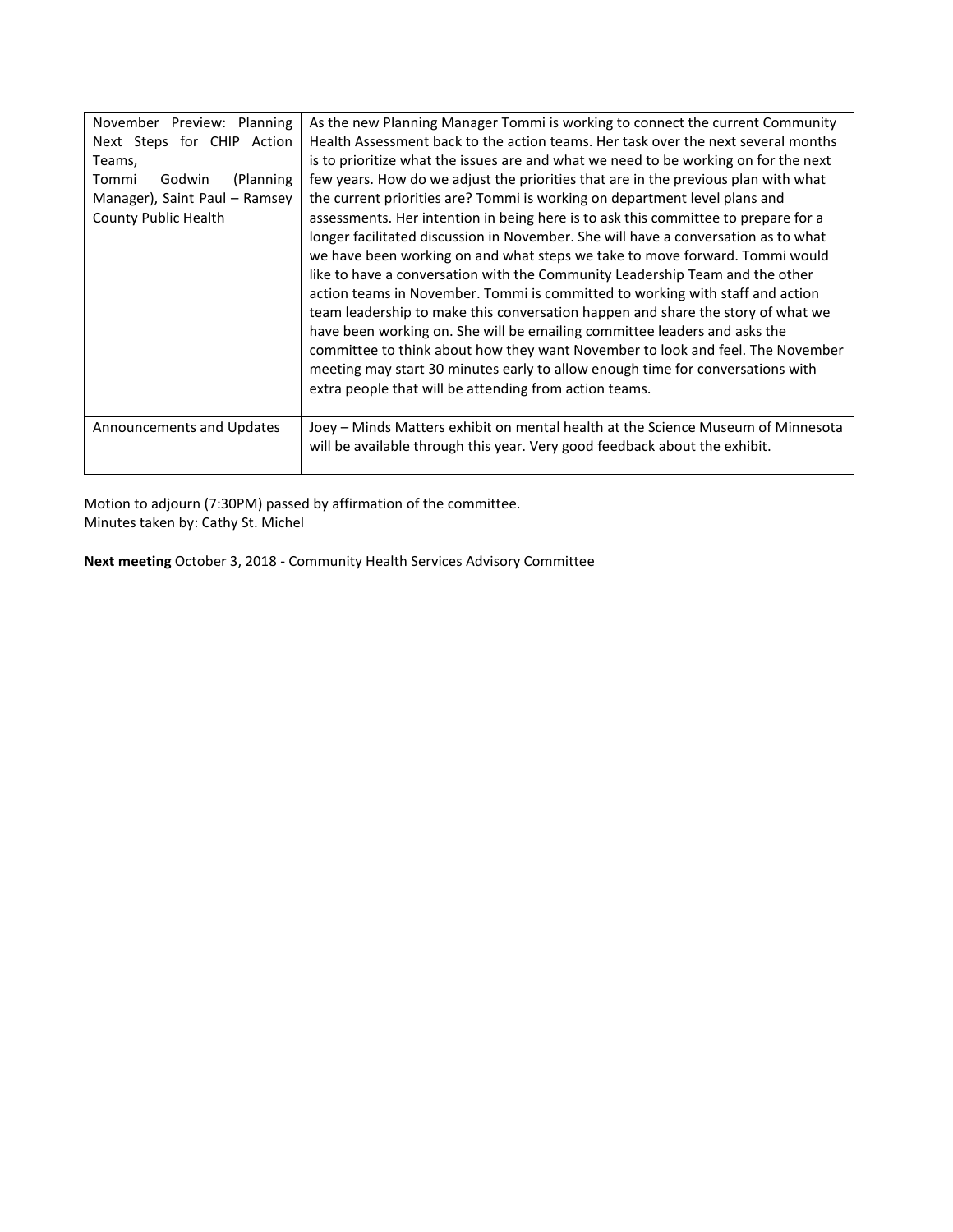| | |
|---|---|
| November Preview: Planning Next Steps for CHIP Action Teams, Tommi Godwin (Planning Manager), Saint Paul – Ramsey County Public Health | As the new Planning Manager Tommi is working to connect the current Community Health Assessment back to the action teams. Her task over the next several months is to prioritize what the issues are and what we need to be working on for the next few years. How do we adjust the priorities that are in the previous plan with what the current priorities are? Tommi is working on department level plans and assessments. Her intention in being here is to ask this committee to prepare for a longer facilitated discussion in November. She will have a conversation as to what we have been working on and what steps we take to move forward. Tommi would like to have a conversation with the Community Leadership Team and the other action teams in November. Tommi is committed to working with staff and action team leadership to make this conversation happen and share the story of what we have been working on. She will be emailing committee leaders and asks the committee to think about how they want November to look and feel. The November meeting may start 30 minutes early to allow enough time for conversations with extra people that will be attending from action teams. |
| Announcements and Updates | Joey – Minds Matters exhibit on mental health at the Science Museum of Minnesota will be available through this year. Very good feedback about the exhibit. |

Motion to adjourn (7:30PM) passed by affirmation of the committee.
Minutes taken by: Cathy St. Michel

**Next meeting** October 3, 2018 - Community Health Services Advisory Committee